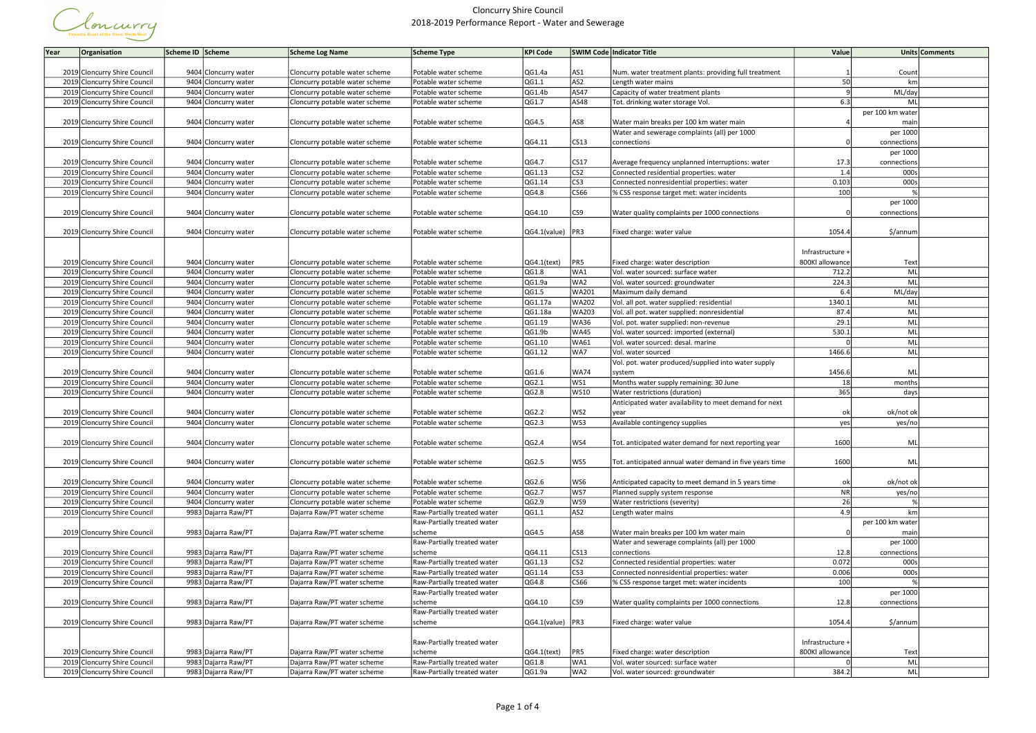# Cloncurry Shire Council
## 2018-2019 Performance Report - Water and Sewerage

| Year | Organisation | Scheme ID | Scheme | Scheme Log Name | Scheme Type | KPI Code | SWIM Code | Indicator Title | Value | Units | Comments |
|---|---|---|---|---|---|---|---|---|---|---|---|
| 2019 | Cloncurry Shire Council | 9404 | Cloncurry water | Cloncurry potable water scheme | Potable water scheme | QG1.4a | AS1 | Num. water treatment plants: providing full treatment | 1 | Count | |
| 2019 | Cloncurry Shire Council | 9404 | Cloncurry water | Cloncurry potable water scheme | Potable water scheme | QG1.1 | AS2 | Length water mains | 50 | km | |
| 2019 | Cloncurry Shire Council | 9404 | Cloncurry water | Cloncurry potable water scheme | Potable water scheme | QG1.4b | AS47 | Capacity of water treatment plants | 9 | ML/day | |
| 2019 | Cloncurry Shire Council | 9404 | Cloncurry water | Cloncurry potable water scheme | Potable water scheme | QG1.7 | AS48 | Tot. drinking water storage Vol. | 6.3 | ML | |
| 2019 | Cloncurry Shire Council | 9404 | Cloncurry water | Cloncurry potable water scheme | Potable water scheme | QG4.5 | AS8 | Water main breaks per 100 km water main | 4 | per 100 km water main | |
| 2019 | Cloncurry Shire Council | 9404 | Cloncurry water | Cloncurry potable water scheme | Potable water scheme | QG4.11 | CS13 | Water and sewerage complaints (all) per 1000 connections | 0 | per 1000 connections | |
| 2019 | Cloncurry Shire Council | 9404 | Cloncurry water | Cloncurry potable water scheme | Potable water scheme | QG4.7 | CS17 | Average frequency unplanned interruptions: water | 17.3 | per 1000 connections | |
| 2019 | Cloncurry Shire Council | 9404 | Cloncurry water | Cloncurry potable water scheme | Potable water scheme | QG1.13 | CS2 | Connected residential properties: water | 1.4 | 000s | |
| 2019 | Cloncurry Shire Council | 9404 | Cloncurry water | Cloncurry potable water scheme | Potable water scheme | QG1.14 | CS3 | Connected nonresidential properties: water | 0.103 | 000s | |
| 2019 | Cloncurry Shire Council | 9404 | Cloncurry water | Cloncurry potable water scheme | Potable water scheme | QG4.8 | CS66 | % CSS response target met: water incidents | 100 | % | |
| 2019 | Cloncurry Shire Council | 9404 | Cloncurry water | Cloncurry potable water scheme | Potable water scheme | QG4.10 | CS9 | Water quality complaints per 1000 connections | 0 | per 1000 connections | |
| 2019 | Cloncurry Shire Council | 9404 | Cloncurry water | Cloncurry potable water scheme | Potable water scheme | QG4.1(value) | PR3 | Fixed charge: water value | 1054.4 | $/annum | |
| 2019 | Cloncurry Shire Council | 9404 | Cloncurry water | Cloncurry potable water scheme | Potable water scheme | QG4.1(text) | PR5 | Fixed charge: water description | Infrastructure + 800Kl allowance | Text | |
| 2019 | Cloncurry Shire Council | 9404 | Cloncurry water | Cloncurry potable water scheme | Potable water scheme | QG1.8 | WA1 | Vol. water sourced: surface water | 712.2 | ML | |
| 2019 | Cloncurry Shire Council | 9404 | Cloncurry water | Cloncurry potable water scheme | Potable water scheme | QG1.9a | WA2 | Vol. water sourced: groundwater | 224.3 | ML | |
| 2019 | Cloncurry Shire Council | 9404 | Cloncurry water | Cloncurry potable water scheme | Potable water scheme | QG1.5 | WA201 | Maximum daily demand | 6.4 | ML/day | |
| 2019 | Cloncurry Shire Council | 9404 | Cloncurry water | Cloncurry potable water scheme | Potable water scheme | QG1.17a | WA202 | Vol. all pot. water supplied: residential | 1340.1 | ML | |
| 2019 | Cloncurry Shire Council | 9404 | Cloncurry water | Cloncurry potable water scheme | Potable water scheme | QG1.18a | WA203 | Vol. all pot. water supplied: nonresidential | 87.4 | ML | |
| 2019 | Cloncurry Shire Council | 9404 | Cloncurry water | Cloncurry potable water scheme | Potable water scheme | QG1.19 | WA36 | Vol. pot. water supplied: non-revenue | 29.1 | ML | |
| 2019 | Cloncurry Shire Council | 9404 | Cloncurry water | Cloncurry potable water scheme | Potable water scheme | QG1.9b | WA45 | Vol. water sourced: imported (external) | 530.1 | ML | |
| 2019 | Cloncurry Shire Council | 9404 | Cloncurry water | Cloncurry potable water scheme | Potable water scheme | QG1.10 | WA61 | Vol. water sourced: desal. marine | 0 | ML | |
| 2019 | Cloncurry Shire Council | 9404 | Cloncurry water | Cloncurry potable water scheme | Potable water scheme | QG1.12 | WA7 | Vol. water sourced | 1466.6 | ML | |
| 2019 | Cloncurry Shire Council | 9404 | Cloncurry water | Cloncurry potable water scheme | Potable water scheme | QG1.6 | WA74 | Vol. pot. water produced/supplied into water supply system | 1456.6 | ML | |
| 2019 | Cloncurry Shire Council | 9404 | Cloncurry water | Cloncurry potable water scheme | Potable water scheme | QG2.1 | WS1 | Months water supply remaining: 30 June | 18 | months | |
| 2019 | Cloncurry Shire Council | 9404 | Cloncurry water | Cloncurry potable water scheme | Potable water scheme | QG2.8 | WS10 | Water restrictions (duration) | 365 | days | |
| 2019 | Cloncurry Shire Council | 9404 | Cloncurry water | Cloncurry potable water scheme | Potable water scheme | QG2.2 | WS2 | Anticipated water availability to meet demand for next year | ok | ok/not ok | |
| 2019 | Cloncurry Shire Council | 9404 | Cloncurry water | Cloncurry potable water scheme | Potable water scheme | QG2.3 | WS3 | Available contingency supplies | yes | yes/no | |
| 2019 | Cloncurry Shire Council | 9404 | Cloncurry water | Cloncurry potable water scheme | Potable water scheme | QG2.4 | WS4 | Tot. anticipated water demand for next reporting year | 1600 | ML | |
| 2019 | Cloncurry Shire Council | 9404 | Cloncurry water | Cloncurry potable water scheme | Potable water scheme | QG2.5 | WS5 | Tot. anticipated annual water demand in five years time | 1600 | ML | |
| 2019 | Cloncurry Shire Council | 9404 | Cloncurry water | Cloncurry potable water scheme | Potable water scheme | QG2.6 | WS6 | Anticipated capacity to meet demand in 5 years time | ok | ok/not ok | |
| 2019 | Cloncurry Shire Council | 9404 | Cloncurry water | Cloncurry potable water scheme | Potable water scheme | QG2.7 | WS7 | Planned supply system response | NR | yes/no | |
| 2019 | Cloncurry Shire Council | 9404 | Cloncurry water | Cloncurry potable water scheme | Potable water scheme | QG2.9 | WS9 | Water restrictions (severity) | 26 | % | |
| 2019 | Cloncurry Shire Council | 9983 | Dajarra Raw/PT | Dajarra Raw/PT water scheme | Raw-Partially treated water | QG1.1 | AS2 | Length water mains | 4.9 | km | |
| 2019 | Cloncurry Shire Council | 9983 | Dajarra Raw/PT | Dajarra Raw/PT water scheme | Raw-Partially treated water scheme | QG4.5 | AS8 | Water main breaks per 100 km water main | 0 | per 100 km water main | |
| 2019 | Cloncurry Shire Council | 9983 | Dajarra Raw/PT | Dajarra Raw/PT water scheme | Raw-Partially treated water scheme | QG4.11 | CS13 | Water and sewerage complaints (all) per 1000 connections | 12.8 | per 1000 connections | |
| 2019 | Cloncurry Shire Council | 9983 | Dajarra Raw/PT | Dajarra Raw/PT water scheme | Raw-Partially treated water | QG1.13 | CS2 | Connected residential properties: water | 0.072 | 000s | |
| 2019 | Cloncurry Shire Council | 9983 | Dajarra Raw/PT | Dajarra Raw/PT water scheme | Raw-Partially treated water | QG1.14 | CS3 | Connected nonresidential properties: water | 0.006 | 000s | |
| 2019 | Cloncurry Shire Council | 9983 | Dajarra Raw/PT | Dajarra Raw/PT water scheme | Raw-Partially treated water | QG4.8 | CS66 | % CSS response target met: water incidents | 100 | % | |
| 2019 | Cloncurry Shire Council | 9983 | Dajarra Raw/PT | Dajarra Raw/PT water scheme | Raw-Partially treated water scheme | QG4.10 | CS9 | Water quality complaints per 1000 connections | 12.8 | per 1000 connections | |
| 2019 | Cloncurry Shire Council | 9983 | Dajarra Raw/PT | Dajarra Raw/PT water scheme | Raw-Partially treated water scheme | QG4.1(value) | PR3 | Fixed charge: water value | 1054.4 | $/annum | |
| 2019 | Cloncurry Shire Council | 9983 | Dajarra Raw/PT | Dajarra Raw/PT water scheme | Raw-Partially treated water scheme | QG4.1(text) | PR5 | Fixed charge: water description | Infrastructure + 800Kl allowance | Text | |
| 2019 | Cloncurry Shire Council | 9983 | Dajarra Raw/PT | Dajarra Raw/PT water scheme | Raw-Partially treated water | QG1.8 | WA1 | Vol. water sourced: surface water | 0 | ML | |
| 2019 | Cloncurry Shire Council | 9983 | Dajarra Raw/PT | Dajarra Raw/PT water scheme | Raw-Partially treated water | QG1.9a | WA2 | Vol. water sourced: groundwater | 384.2 | ML | |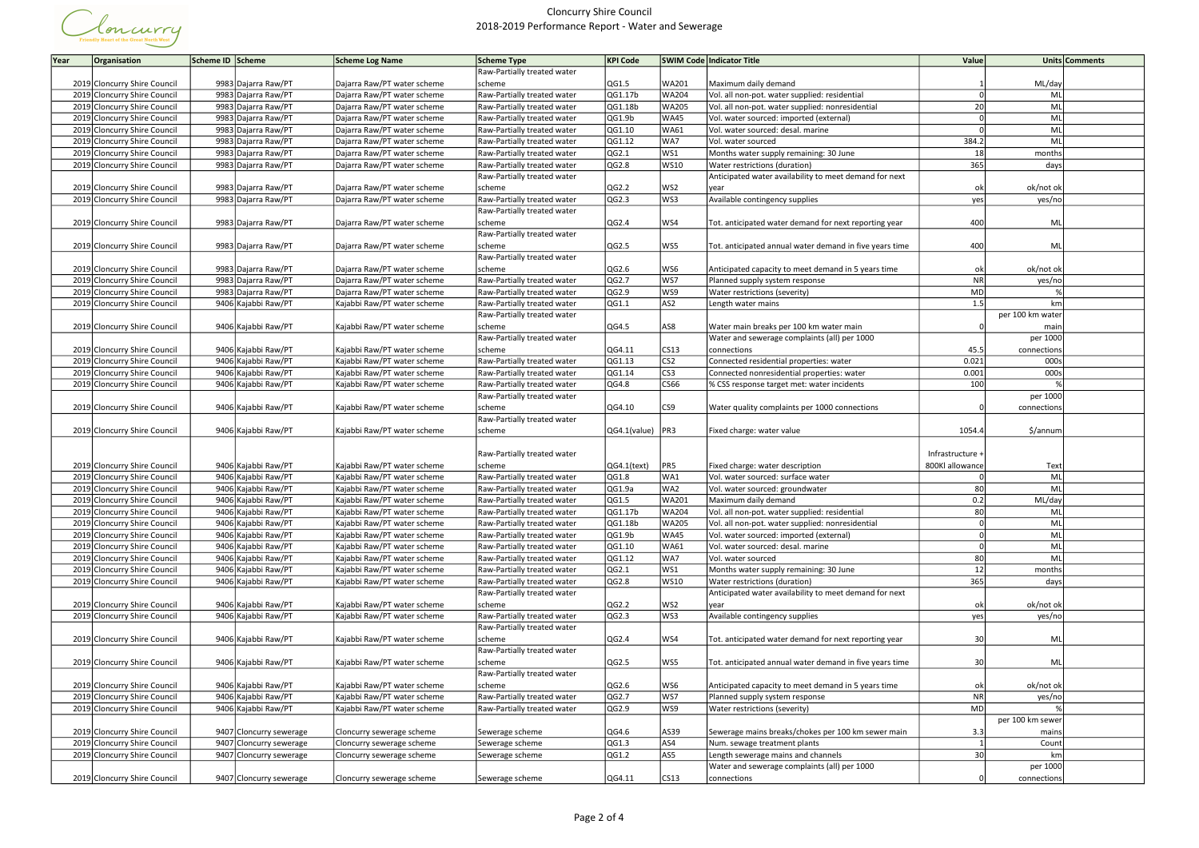# Cloncurry Shire Council
## 2018-2019 Performance Report - Water and Sewerage

| Year | Organisation | Scheme ID | Scheme | Scheme Log Name | Scheme Type | KPI Code | SWIM Code | Indicator Title | Value | Units | Comments |
|---|---|---|---|---|---|---|---|---|---|---|---|
| 2019 | Cloncurry Shire Council | 9983 | Dajarra Raw/PT | Dajarra Raw/PT water scheme | Raw-Partially treated water scheme | QG1.5 | WA201 | Maximum daily demand | 1 | ML/day | |
| 2019 | Cloncurry Shire Council | 9983 | Dajarra Raw/PT | Dajarra Raw/PT water scheme | Raw-Partially treated water | QG1.17b | WA204 | Vol. all non-pot. water supplied: residential | 0 | ML | |
| 2019 | Cloncurry Shire Council | 9983 | Dajarra Raw/PT | Dajarra Raw/PT water scheme | Raw-Partially treated water | QG1.18b | WA205 | Vol. all non-pot. water supplied: nonresidential | 20 | ML | |
| 2019 | Cloncurry Shire Council | 9983 | Dajarra Raw/PT | Dajarra Raw/PT water scheme | Raw-Partially treated water | QG1.9b | WA45 | Vol. water sourced: imported (external) | 0 | ML | |
| 2019 | Cloncurry Shire Council | 9983 | Dajarra Raw/PT | Dajarra Raw/PT water scheme | Raw-Partially treated water | QG1.10 | WA61 | Vol. water sourced: desal. marine | 0 | ML | |
| 2019 | Cloncurry Shire Council | 9983 | Dajarra Raw/PT | Dajarra Raw/PT water scheme | Raw-Partially treated water | QG1.12 | WA7 | Vol. water sourced | 384.2 | ML | |
| 2019 | Cloncurry Shire Council | 9983 | Dajarra Raw/PT | Dajarra Raw/PT water scheme | Raw-Partially treated water | QG2.1 | WS1 | Months water supply remaining: 30 June | 18 | months | |
| 2019 | Cloncurry Shire Council | 9983 | Dajarra Raw/PT | Dajarra Raw/PT water scheme | Raw-Partially treated water | QG2.8 | WS10 | Water restrictions (duration) | 365 | days | |
| 2019 | Cloncurry Shire Council | 9983 | Dajarra Raw/PT | Dajarra Raw/PT water scheme | Raw-Partially treated water scheme | QG2.2 | WS2 | Anticipated water availability to meet demand for next year | ok | ok/not ok | |
| 2019 | Cloncurry Shire Council | 9983 | Dajarra Raw/PT | Dajarra Raw/PT water scheme | Raw-Partially treated water | QG2.3 | WS3 | Available contingency supplies | yes | yes/no | |
| 2019 | Cloncurry Shire Council | 9983 | Dajarra Raw/PT | Dajarra Raw/PT water scheme | Raw-Partially treated water scheme | QG2.4 | WS4 | Tot. anticipated water demand for next reporting year | 400 | ML | |
| 2019 | Cloncurry Shire Council | 9983 | Dajarra Raw/PT | Dajarra Raw/PT water scheme | Raw-Partially treated water scheme | QG2.5 | WS5 | Tot. anticipated annual water demand in five years time | 400 | ML | |
| 2019 | Cloncurry Shire Council | 9983 | Dajarra Raw/PT | Dajarra Raw/PT water scheme | Raw-Partially treated water scheme | QG2.6 | WS6 | Anticipated capacity to meet demand in 5 years time | ok | ok/not ok | |
| 2019 | Cloncurry Shire Council | 9983 | Dajarra Raw/PT | Dajarra Raw/PT water scheme | Raw-Partially treated water | QG2.7 | WS7 | Planned supply system response | NR | yes/no | |
| 2019 | Cloncurry Shire Council | 9983 | Dajarra Raw/PT | Dajarra Raw/PT water scheme | Raw-Partially treated water | QG2.9 | WS9 | Water restrictions (severity) | MD | % | |
| 2019 | Cloncurry Shire Council | 9406 | Kajabbi Raw/PT | Kajabbi Raw/PT water scheme | Raw-Partially treated water | QG1.1 | AS2 | Length water mains | 1.5 | km | |
| 2019 | Cloncurry Shire Council | 9406 | Kajabbi Raw/PT | Kajabbi Raw/PT water scheme | Raw-Partially treated water scheme | QG4.5 | AS8 | Water main breaks per 100 km water main | 0 | per 100 km water main | |
| 2019 | Cloncurry Shire Council | 9406 | Kajabbi Raw/PT | Kajabbi Raw/PT water scheme | Raw-Partially treated water scheme | QG4.11 | CS13 | Water and sewerage complaints (all) per 1000 connections | 45.5 | per 1000 connections | |
| 2019 | Cloncurry Shire Council | 9406 | Kajabbi Raw/PT | Kajabbi Raw/PT water scheme | Raw-Partially treated water | QG1.13 | CS2 | Connected residential properties: water | 0.021 | 000s | |
| 2019 | Cloncurry Shire Council | 9406 | Kajabbi Raw/PT | Kajabbi Raw/PT water scheme | Raw-Partially treated water | QG1.14 | CS3 | Connected nonresidential properties: water | 0.001 | 000s | |
| 2019 | Cloncurry Shire Council | 9406 | Kajabbi Raw/PT | Kajabbi Raw/PT water scheme | Raw-Partially treated water | QG4.8 | CS66 | % CSS response target met: water incidents | 100 | % | |
| 2019 | Cloncurry Shire Council | 9406 | Kajabbi Raw/PT | Kajabbi Raw/PT water scheme | Raw-Partially treated water scheme | QG4.10 | CS9 | Water quality complaints per 1000 connections | 0 | per 1000 connections | |
| 2019 | Cloncurry Shire Council | 9406 | Kajabbi Raw/PT | Kajabbi Raw/PT water scheme | Raw-Partially treated water scheme | QG4.1(value) | PR3 | Fixed charge: water value | 1054.4 | $/annum | |
| 2019 | Cloncurry Shire Council | 9406 | Kajabbi Raw/PT | Kajabbi Raw/PT water scheme | Raw-Partially treated water scheme | QG4.1(text) | PR5 | Fixed charge: water description | Infrastructure + 800Kl allowance | Text | |
| 2019 | Cloncurry Shire Council | 9406 | Kajabbi Raw/PT | Kajabbi Raw/PT water scheme | Raw-Partially treated water | QG1.8 | WA1 | Vol. water sourced: surface water | 0 | ML | |
| 2019 | Cloncurry Shire Council | 9406 | Kajabbi Raw/PT | Kajabbi Raw/PT water scheme | Raw-Partially treated water | QG1.9a | WA2 | Vol. water sourced: groundwater | 80 | ML | |
| 2019 | Cloncurry Shire Council | 9406 | Kajabbi Raw/PT | Kajabbi Raw/PT water scheme | Raw-Partially treated water | QG1.5 | WA201 | Maximum daily demand | 0.2 | ML/day | |
| 2019 | Cloncurry Shire Council | 9406 | Kajabbi Raw/PT | Kajabbi Raw/PT water scheme | Raw-Partially treated water | QG1.17b | WA204 | Vol. all non-pot. water supplied: residential | 80 | ML | |
| 2019 | Cloncurry Shire Council | 9406 | Kajabbi Raw/PT | Kajabbi Raw/PT water scheme | Raw-Partially treated water | QG1.18b | WA205 | Vol. all non-pot. water supplied: nonresidential | 0 | ML | |
| 2019 | Cloncurry Shire Council | 9406 | Kajabbi Raw/PT | Kajabbi Raw/PT water scheme | Raw-Partially treated water | QG1.9b | WA45 | Vol. water sourced: imported (external) | 0 | ML | |
| 2019 | Cloncurry Shire Council | 9406 | Kajabbi Raw/PT | Kajabbi Raw/PT water scheme | Raw-Partially treated water | QG1.10 | WA61 | Vol. water sourced: desal. marine | 0 | ML | |
| 2019 | Cloncurry Shire Council | 9406 | Kajabbi Raw/PT | Kajabbi Raw/PT water scheme | Raw-Partially treated water | QG1.12 | WA7 | Vol. water sourced | 80 | ML | |
| 2019 | Cloncurry Shire Council | 9406 | Kajabbi Raw/PT | Kajabbi Raw/PT water scheme | Raw-Partially treated water | QG2.1 | WS1 | Months water supply remaining: 30 June | 12 | months | |
| 2019 | Cloncurry Shire Council | 9406 | Kajabbi Raw/PT | Kajabbi Raw/PT water scheme | Raw-Partially treated water | QG2.8 | WS10 | Water restrictions (duration) | 365 | days | |
| 2019 | Cloncurry Shire Council | 9406 | Kajabbi Raw/PT | Kajabbi Raw/PT water scheme | Raw-Partially treated water scheme | QG2.2 | WS2 | Anticipated water availability to meet demand for next year | ok | ok/not ok | |
| 2019 | Cloncurry Shire Council | 9406 | Kajabbi Raw/PT | Kajabbi Raw/PT water scheme | Raw-Partially treated water | QG2.3 | WS3 | Available contingency supplies | yes | yes/no | |
| 2019 | Cloncurry Shire Council | 9406 | Kajabbi Raw/PT | Kajabbi Raw/PT water scheme | Raw-Partially treated water scheme | QG2.4 | WS4 | Tot. anticipated water demand for next reporting year | 30 | ML | |
| 2019 | Cloncurry Shire Council | 9406 | Kajabbi Raw/PT | Kajabbi Raw/PT water scheme | Raw-Partially treated water scheme | QG2.5 | WS5 | Tot. anticipated annual water demand in five years time | 30 | ML | |
| 2019 | Cloncurry Shire Council | 9406 | Kajabbi Raw/PT | Kajabbi Raw/PT water scheme | Raw-Partially treated water scheme | QG2.6 | WS6 | Anticipated capacity to meet demand in 5 years time | ok | ok/not ok | |
| 2019 | Cloncurry Shire Council | 9406 | Kajabbi Raw/PT | Kajabbi Raw/PT water scheme | Raw-Partially treated water | QG2.7 | WS7 | Planned supply system response | NR | yes/no | |
| 2019 | Cloncurry Shire Council | 9406 | Kajabbi Raw/PT | Kajabbi Raw/PT water scheme | Raw-Partially treated water | QG2.9 | WS9 | Water restrictions (severity) | MD | % | |
| 2019 | Cloncurry Shire Council | 9407 | Cloncurry sewerage | Cloncurry sewerage scheme | Sewerage scheme | QG4.6 | AS39 | Sewerage mains breaks/chokes per 100 km sewer main | 3.3 | per 100 km sewer mains | |
| 2019 | Cloncurry Shire Council | 9407 | Cloncurry sewerage | Cloncurry sewerage scheme | Sewerage scheme | QG1.3 | AS4 | Num. sewage treatment plants | 1 | Count | |
| 2019 | Cloncurry Shire Council | 9407 | Cloncurry sewerage | Cloncurry sewerage scheme | Sewerage scheme | QG1.2 | AS5 | Length sewerage mains and channels | 30 | km | |
| 2019 | Cloncurry Shire Council | 9407 | Cloncurry sewerage | Cloncurry sewerage scheme | Sewerage scheme | QG4.11 | CS13 | Water and sewerage complaints (all) per 1000 connections | 0 | per 1000 connections | |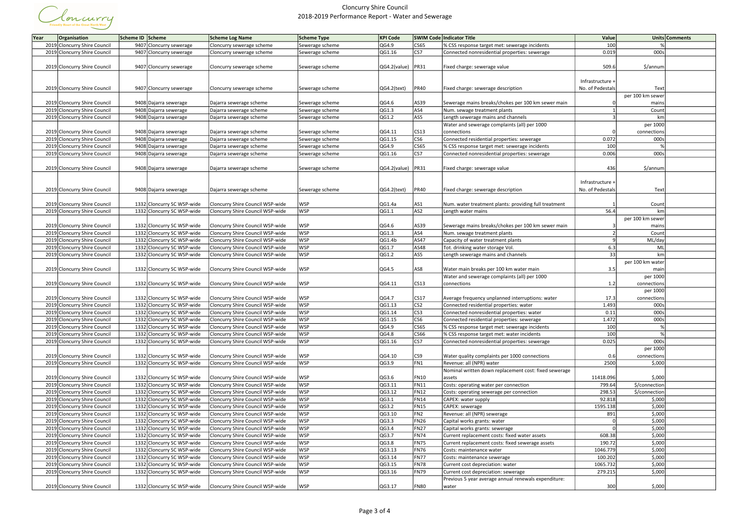# Cloncurry Shire Council

## 2018-2019 Performance Report - Water and Sewerage

| Year | Organisation | Scheme ID | Scheme | Scheme Log Name | Scheme Type | KPI Code | SWIM Code | Indicator Title | Value | Units | Comments |
|---|---|---|---|---|---|---|---|---|---|---|---|
| 2019 | Cloncurry Shire Council | 9407 | Cloncurry sewerage | Cloncurry sewerage scheme | Sewerage scheme | QG4.9 | CS65 | % CSS response target met: sewerage incidents | 100 | % | |
| 2019 | Cloncurry Shire Council | 9407 | Cloncurry sewerage | Cloncurry sewerage scheme | Sewerage scheme | QG1.16 | CS7 | Connected nonresidential properties: sewerage | 0.019 | 000s | |
| 2019 | Cloncurry Shire Council | 9407 | Cloncurry sewerage | Cloncurry sewerage scheme | Sewerage scheme | QG4.2(value) | PR31 | Fixed charge: sewerage value | 509.6 | $/annum | |
| 2019 | Cloncurry Shire Council | 9407 | Cloncurry sewerage | Cloncurry sewerage scheme | Sewerage scheme | QG4.2(text) | PR40 | Fixed charge: sewerage description | Infrastructure + No. of Pedestals | Text | |
| 2019 | Cloncurry Shire Council | 9408 | Dajarra sewerage | Dajarra sewerage scheme | Sewerage scheme | QG4.6 | AS39 | Sewerage mains breaks/chokes per 100 km sewer main | 0 | per 100 km sewer mains | |
| 2019 | Cloncurry Shire Council | 9408 | Dajarra sewerage | Dajarra sewerage scheme | Sewerage scheme | QG1.3 | AS4 | Num. sewage treatment plants | 1 | Count | |
| 2019 | Cloncurry Shire Council | 9408 | Dajarra sewerage | Dajarra sewerage scheme | Sewerage scheme | QG1.2 | AS5 | Length sewerage mains and channels | 3 | km | |
| 2019 | Cloncurry Shire Council | 9408 | Dajarra sewerage | Dajarra sewerage scheme | Sewerage scheme | QG4.11 | CS13 | Water and sewerage complaints (all) per 1000 connections | 0 | per 1000 connections | |
| 2019 | Cloncurry Shire Council | 9408 | Dajarra sewerage | Dajarra sewerage scheme | Sewerage scheme | QG1.15 | CS6 | Connected residential properties: sewerage | 0.072 | 000s | |
| 2019 | Cloncurry Shire Council | 9408 | Dajarra sewerage | Dajarra sewerage scheme | Sewerage scheme | QG4.9 | CS65 | % CSS response target met: sewerage incidents | 100 | % | |
| 2019 | Cloncurry Shire Council | 9408 | Dajarra sewerage | Dajarra sewerage scheme | Sewerage scheme | QG1.16 | CS7 | Connected nonresidential properties: sewerage | 0.006 | 000s | |
| 2019 | Cloncurry Shire Council | 9408 | Dajarra sewerage | Dajarra sewerage scheme | Sewerage scheme | QG4.2(value) | PR31 | Fixed charge: sewerage value | 436 | $/annum | |
| 2019 | Cloncurry Shire Council | 9408 | Dajarra sewerage | Dajarra sewerage scheme | Sewerage scheme | QG4.2(text) | PR40 | Fixed charge: sewerage description | Infrastructure + No. of Pedestals | Text | |
| 2019 | Cloncurry Shire Council | 1332 | Cloncurry SC WSP-wide | Cloncurry Shire Council WSP-wide | WSP | QG1.4a | AS1 | Num. water treatment plants: providing full treatment | 1 | Count | |
| 2019 | Cloncurry Shire Council | 1332 | Cloncurry SC WSP-wide | Cloncurry Shire Council WSP-wide | WSP | QG1.1 | AS2 | Length water mains | 56.4 | km | |
| 2019 | Cloncurry Shire Council | 1332 | Cloncurry SC WSP-wide | Cloncurry Shire Council WSP-wide | WSP | QG4.6 | AS39 | Sewerage mains breaks/chokes per 100 km sewer main | 3 | per 100 km sewer mains | |
| 2019 | Cloncurry Shire Council | 1332 | Cloncurry SC WSP-wide | Cloncurry Shire Council WSP-wide | WSP | QG1.3 | AS4 | Num. sewage treatment plants | 2 | Count | |
| 2019 | Cloncurry Shire Council | 1332 | Cloncurry SC WSP-wide | Cloncurry Shire Council WSP-wide | WSP | QG1.4b | AS47 | Capacity of water treatment plants | 9 | ML/day | |
| 2019 | Cloncurry Shire Council | 1332 | Cloncurry SC WSP-wide | Cloncurry Shire Council WSP-wide | WSP | QG1.7 | AS48 | Tot. drinking water storage Vol. | 6.3 | ML | |
| 2019 | Cloncurry Shire Council | 1332 | Cloncurry SC WSP-wide | Cloncurry Shire Council WSP-wide | WSP | QG1.2 | AS5 | Length sewerage mains and channels | 33 | km | |
| 2019 | Cloncurry Shire Council | 1332 | Cloncurry SC WSP-wide | Cloncurry Shire Council WSP-wide | WSP | QG4.5 | AS8 | Water main breaks per 100 km water main | 3.5 | per 100 km water main | |
| 2019 | Cloncurry Shire Council | 1332 | Cloncurry SC WSP-wide | Cloncurry Shire Council WSP-wide | WSP | QG4.11 | CS13 | Water and sewerage complaints (all) per 1000 connections | 1.2 | per 1000 connections | |
| 2019 | Cloncurry Shire Council | 1332 | Cloncurry SC WSP-wide | Cloncurry Shire Council WSP-wide | WSP | QG4.7 | CS17 | Average frequency unplanned interruptions: water | 17.3 | per 1000 connections | |
| 2019 | Cloncurry Shire Council | 1332 | Cloncurry SC WSP-wide | Cloncurry Shire Council WSP-wide | WSP | QG1.13 | CS2 | Connected residential properties: water | 1.493 | 000s | |
| 2019 | Cloncurry Shire Council | 1332 | Cloncurry SC WSP-wide | Cloncurry Shire Council WSP-wide | WSP | QG1.14 | CS3 | Connected nonresidential properties: water | 0.11 | 000s | |
| 2019 | Cloncurry Shire Council | 1332 | Cloncurry SC WSP-wide | Cloncurry Shire Council WSP-wide | WSP | QG1.15 | CS6 | Connected residential properties: sewerage | 1.472 | 000s | |
| 2019 | Cloncurry Shire Council | 1332 | Cloncurry SC WSP-wide | Cloncurry Shire Council WSP-wide | WSP | QG4.9 | CS65 | % CSS response target met: sewerage incidents | 100 | % | |
| 2019 | Cloncurry Shire Council | 1332 | Cloncurry SC WSP-wide | Cloncurry Shire Council WSP-wide | WSP | QG4.8 | CS66 | % CSS response target met: water incidents | 100 | % | |
| 2019 | Cloncurry Shire Council | 1332 | Cloncurry SC WSP-wide | Cloncurry Shire Council WSP-wide | WSP | QG1.16 | CS7 | Connected nonresidential properties: sewerage | 0.025 | 000s | |
| 2019 | Cloncurry Shire Council | 1332 | Cloncurry SC WSP-wide | Cloncurry Shire Council WSP-wide | WSP | QG4.10 | CS9 | Water quality complaints per 1000 connections | 0.6 | per 1000 connections | |
| 2019 | Cloncurry Shire Council | 1332 | Cloncurry SC WSP-wide | Cloncurry Shire Council WSP-wide | WSP | QG3.9 | FN1 | Revenue: all (NPR) water | 2500 | $,000 | |
| 2019 | Cloncurry Shire Council | 1332 | Cloncurry SC WSP-wide | Cloncurry Shire Council WSP-wide | WSP | QG3.6 | FN10 | Nominal written down replacement cost: fixed sewerage assets | 11418.096 | $,000 | |
| 2019 | Cloncurry Shire Council | 1332 | Cloncurry SC WSP-wide | Cloncurry Shire Council WSP-wide | WSP | QG3.11 | FN11 | Costs: operating water per connection | 799.64 | $/connection | |
| 2019 | Cloncurry Shire Council | 1332 | Cloncurry SC WSP-wide | Cloncurry Shire Council WSP-wide | WSP | QG3.12 | FN12 | Costs: operating sewerage per connection | 298.53 | $/connection | |
| 2019 | Cloncurry Shire Council | 1332 | Cloncurry SC WSP-wide | Cloncurry Shire Council WSP-wide | WSP | QG3.1 | FN14 | CAPEX: water supply | 92.818 | $,000 | |
| 2019 | Cloncurry Shire Council | 1332 | Cloncurry SC WSP-wide | Cloncurry Shire Council WSP-wide | WSP | QG3.2 | FN15 | CAPEX: sewerage | 1595.138 | $,000 | |
| 2019 | Cloncurry Shire Council | 1332 | Cloncurry SC WSP-wide | Cloncurry Shire Council WSP-wide | WSP | QG3.10 | FN2 | Revenue: all (NPR) sewerage | 891 | $,000 | |
| 2019 | Cloncurry Shire Council | 1332 | Cloncurry SC WSP-wide | Cloncurry Shire Council WSP-wide | WSP | QG3.3 | FN26 | Capital works grants: water | 0 | $,000 | |
| 2019 | Cloncurry Shire Council | 1332 | Cloncurry SC WSP-wide | Cloncurry Shire Council WSP-wide | WSP | QG3.4 | FN27 | Capital works grants: sewerage | 0 | $,000 | |
| 2019 | Cloncurry Shire Council | 1332 | Cloncurry SC WSP-wide | Cloncurry Shire Council WSP-wide | WSP | QG3.7 | FN74 | Current replacement costs: fixed water assets | 608.38 | $,000 | |
| 2019 | Cloncurry Shire Council | 1332 | Cloncurry SC WSP-wide | Cloncurry Shire Council WSP-wide | WSP | QG3.8 | FN75 | Current replacement costs: fixed sewerage assets | 190.72 | $,000 | |
| 2019 | Cloncurry Shire Council | 1332 | Cloncurry SC WSP-wide | Cloncurry Shire Council WSP-wide | WSP | QG3.13 | FN76 | Costs: maintenance water | 1046.779 | $,000 | |
| 2019 | Cloncurry Shire Council | 1332 | Cloncurry SC WSP-wide | Cloncurry Shire Council WSP-wide | WSP | QG3.14 | FN77 | Costs: maintenance sewerage | 100.202 | $,000 | |
| 2019 | Cloncurry Shire Council | 1332 | Cloncurry SC WSP-wide | Cloncurry Shire Council WSP-wide | WSP | QG3.15 | FN78 | Current cost depreciation: water | 1065.732 | $,000 | |
| 2019 | Cloncurry Shire Council | 1332 | Cloncurry SC WSP-wide | Cloncurry Shire Council WSP-wide | WSP | QG3.16 | FN79 | Current cost depreciation: sewerage | 279.215 | $,000 | |
| 2019 | Cloncurry Shire Council | 1332 | Cloncurry SC WSP-wide | Cloncurry Shire Council WSP-wide | WSP | QG3.17 | FN80 | Previous 5 year average annual renewals expenditure: water | 300 | $,000 | |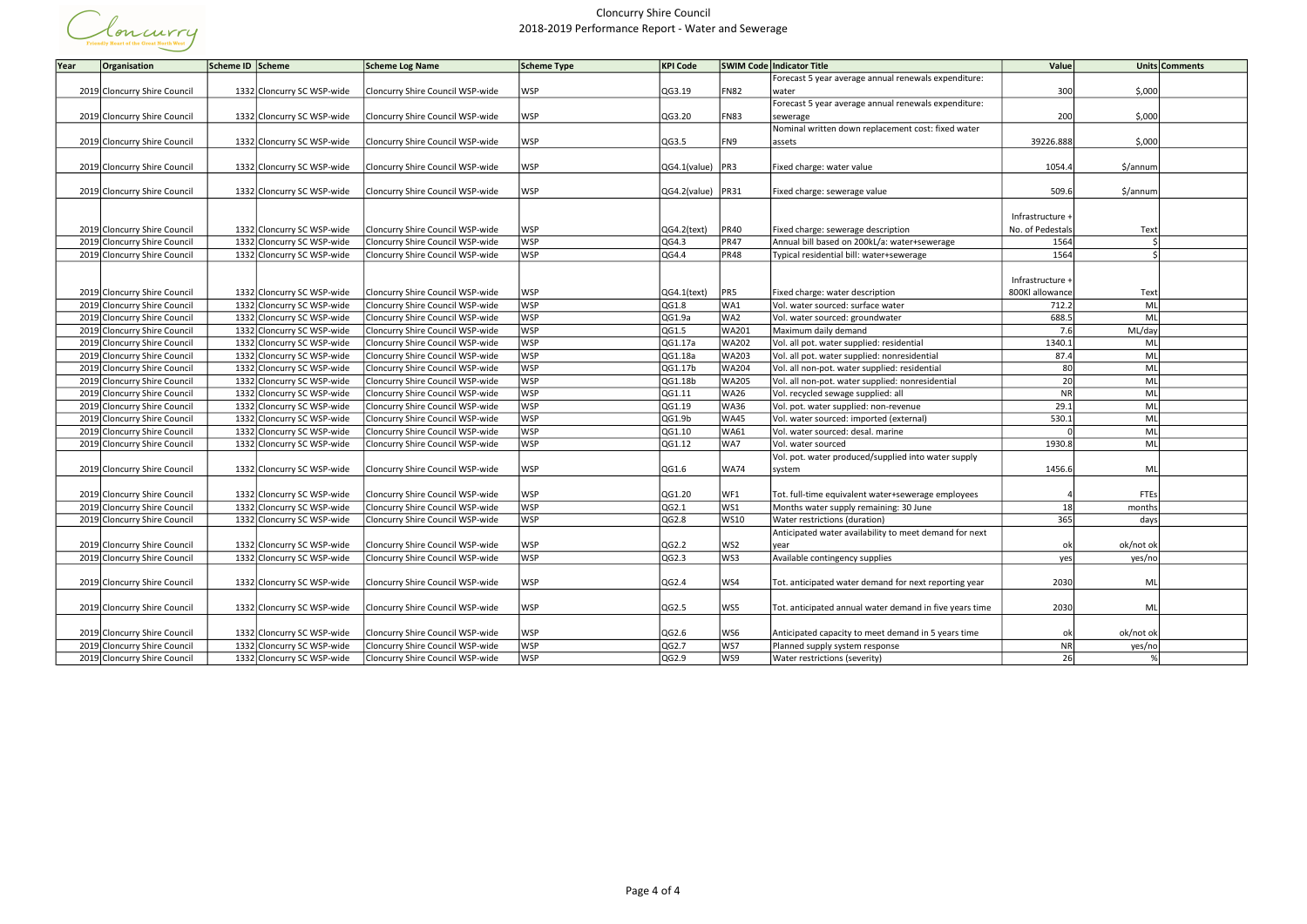# Cloncurry Shire Council
## 2018-2019 Performance Report - Water and Sewerage

| Year | Organisation | Scheme ID | Scheme | Scheme Log Name | Scheme Type | KPI Code | SWIM Code | Indicator Title | Value | Units | Comments |
|---|---|---|---|---|---|---|---|---|---|---|---|
| 2019 | Cloncurry Shire Council | 1332 | Cloncurry SC WSP-wide | Cloncurry Shire Council WSP-wide | WSP | QG3.19 | FN82 | Forecast 5 year average annual renewals expenditure: water | 300 | $,000 | |
| 2019 | Cloncurry Shire Council | 1332 | Cloncurry SC WSP-wide | Cloncurry Shire Council WSP-wide | WSP | QG3.20 | FN83 | Forecast 5 year average annual renewals expenditure: sewerage | 200 | $,000 | |
| 2019 | Cloncurry Shire Council | 1332 | Cloncurry SC WSP-wide | Cloncurry Shire Council WSP-wide | WSP | QG3.5 | FN9 | Nominal written down replacement cost: fixed water assets | 39226.888 | $,000 | |
| 2019 | Cloncurry Shire Council | 1332 | Cloncurry SC WSP-wide | Cloncurry Shire Council WSP-wide | WSP | QG4.1(value) | PR3 | Fixed charge: water value | 1054.4 | $/annum | |
| 2019 | Cloncurry Shire Council | 1332 | Cloncurry SC WSP-wide | Cloncurry Shire Council WSP-wide | WSP | QG4.2(value) | PR31 | Fixed charge: sewerage value | 509.6 | $/annum | |
| 2019 | Cloncurry Shire Council | 1332 | Cloncurry SC WSP-wide | Cloncurry Shire Council WSP-wide | WSP | QG4.2(text) | PR40 | Fixed charge: sewerage description | Infrastructure + No. of Pedestals | Text | |
| 2019 | Cloncurry Shire Council | 1332 | Cloncurry SC WSP-wide | Cloncurry Shire Council WSP-wide | WSP | QG4.3 | PR47 | Annual bill based on 200kL/a: water+sewerage | 1564 | $ | |
| 2019 | Cloncurry Shire Council | 1332 | Cloncurry SC WSP-wide | Cloncurry Shire Council WSP-wide | WSP | QG4.4 | PR48 | Typical residential bill: water+sewerage | 1564 | $ | |
| 2019 | Cloncurry Shire Council | 1332 | Cloncurry SC WSP-wide | Cloncurry Shire Council WSP-wide | WSP | QG4.1(text) | PR5 | Fixed charge: water description | Infrastructure + 800Kl allowance | Text | |
| 2019 | Cloncurry Shire Council | 1332 | Cloncurry SC WSP-wide | Cloncurry Shire Council WSP-wide | WSP | QG1.8 | WA1 | Vol. water sourced: surface water | 712.2 | ML | |
| 2019 | Cloncurry Shire Council | 1332 | Cloncurry SC WSP-wide | Cloncurry Shire Council WSP-wide | WSP | QG1.9a | WA2 | Vol. water sourced: groundwater | 688.5 | ML | |
| 2019 | Cloncurry Shire Council | 1332 | Cloncurry SC WSP-wide | Cloncurry Shire Council WSP-wide | WSP | QG1.5 | WA201 | Maximum daily demand | 7.6 | ML/day | |
| 2019 | Cloncurry Shire Council | 1332 | Cloncurry SC WSP-wide | Cloncurry Shire Council WSP-wide | WSP | QG1.17a | WA202 | Vol. all pot. water supplied: residential | 1340.1 | ML | |
| 2019 | Cloncurry Shire Council | 1332 | Cloncurry SC WSP-wide | Cloncurry Shire Council WSP-wide | WSP | QG1.18a | WA203 | Vol. all pot. water supplied: nonresidential | 87.4 | ML | |
| 2019 | Cloncurry Shire Council | 1332 | Cloncurry SC WSP-wide | Cloncurry Shire Council WSP-wide | WSP | QG1.17b | WA204 | Vol. all non-pot. water supplied: residential | 80 | ML | |
| 2019 | Cloncurry Shire Council | 1332 | Cloncurry SC WSP-wide | Cloncurry Shire Council WSP-wide | WSP | QG1.18b | WA205 | Vol. all non-pot. water supplied: nonresidential | 20 | ML | |
| 2019 | Cloncurry Shire Council | 1332 | Cloncurry SC WSP-wide | Cloncurry Shire Council WSP-wide | WSP | QG1.11 | WA26 | Vol. recycled sewage supplied: all | NR | ML | |
| 2019 | Cloncurry Shire Council | 1332 | Cloncurry SC WSP-wide | Cloncurry Shire Council WSP-wide | WSP | QG1.19 | WA36 | Vol. pot. water supplied: non-revenue | 29.1 | ML | |
| 2019 | Cloncurry Shire Council | 1332 | Cloncurry SC WSP-wide | Cloncurry Shire Council WSP-wide | WSP | QG1.9b | WA45 | Vol. water sourced: imported (external) | 530.1 | ML | |
| 2019 | Cloncurry Shire Council | 1332 | Cloncurry SC WSP-wide | Cloncurry Shire Council WSP-wide | WSP | QG1.10 | WA61 | Vol. water sourced: desal. marine | 0 | ML | |
| 2019 | Cloncurry Shire Council | 1332 | Cloncurry SC WSP-wide | Cloncurry Shire Council WSP-wide | WSP | QG1.12 | WA7 | Vol. water sourced | 1930.8 | ML | |
| 2019 | Cloncurry Shire Council | 1332 | Cloncurry SC WSP-wide | Cloncurry Shire Council WSP-wide | WSP | QG1.6 | WA74 | Vol. pot. water produced/supplied into water supply system | 1456.6 | ML | |
| 2019 | Cloncurry Shire Council | 1332 | Cloncurry SC WSP-wide | Cloncurry Shire Council WSP-wide | WSP | QG1.20 | WF1 | Tot. full-time equivalent water+sewerage employees | 4 | FTEs | |
| 2019 | Cloncurry Shire Council | 1332 | Cloncurry SC WSP-wide | Cloncurry Shire Council WSP-wide | WSP | QG2.1 | WS1 | Months water supply remaining: 30 June | 18 | months | |
| 2019 | Cloncurry Shire Council | 1332 | Cloncurry SC WSP-wide | Cloncurry Shire Council WSP-wide | WSP | QG2.8 | WS10 | Water restrictions (duration) | 365 | days | |
| 2019 | Cloncurry Shire Council | 1332 | Cloncurry SC WSP-wide | Cloncurry Shire Council WSP-wide | WSP | QG2.2 | WS2 | Anticipated water availability to meet demand for next year | ok | ok/not ok | |
| 2019 | Cloncurry Shire Council | 1332 | Cloncurry SC WSP-wide | Cloncurry Shire Council WSP-wide | WSP | QG2.3 | WS3 | Available contingency supplies | yes | yes/no | |
| 2019 | Cloncurry Shire Council | 1332 | Cloncurry SC WSP-wide | Cloncurry Shire Council WSP-wide | WSP | QG2.4 | WS4 | Tot. anticipated water demand for next reporting year | 2030 | ML | |
| 2019 | Cloncurry Shire Council | 1332 | Cloncurry SC WSP-wide | Cloncurry Shire Council WSP-wide | WSP | QG2.5 | WS5 | Tot. anticipated annual water demand in five years time | 2030 | ML | |
| 2019 | Cloncurry Shire Council | 1332 | Cloncurry SC WSP-wide | Cloncurry Shire Council WSP-wide | WSP | QG2.6 | WS6 | Anticipated capacity to meet demand in 5 years time | ok | ok/not ok | |
| 2019 | Cloncurry Shire Council | 1332 | Cloncurry SC WSP-wide | Cloncurry Shire Council WSP-wide | WSP | QG2.7 | WS7 | Planned supply system response | NR | yes/no | |
| 2019 | Cloncurry Shire Council | 1332 | Cloncurry SC WSP-wide | Cloncurry Shire Council WSP-wide | WSP | QG2.9 | WS9 | Water restrictions (severity) | 26 | % | |